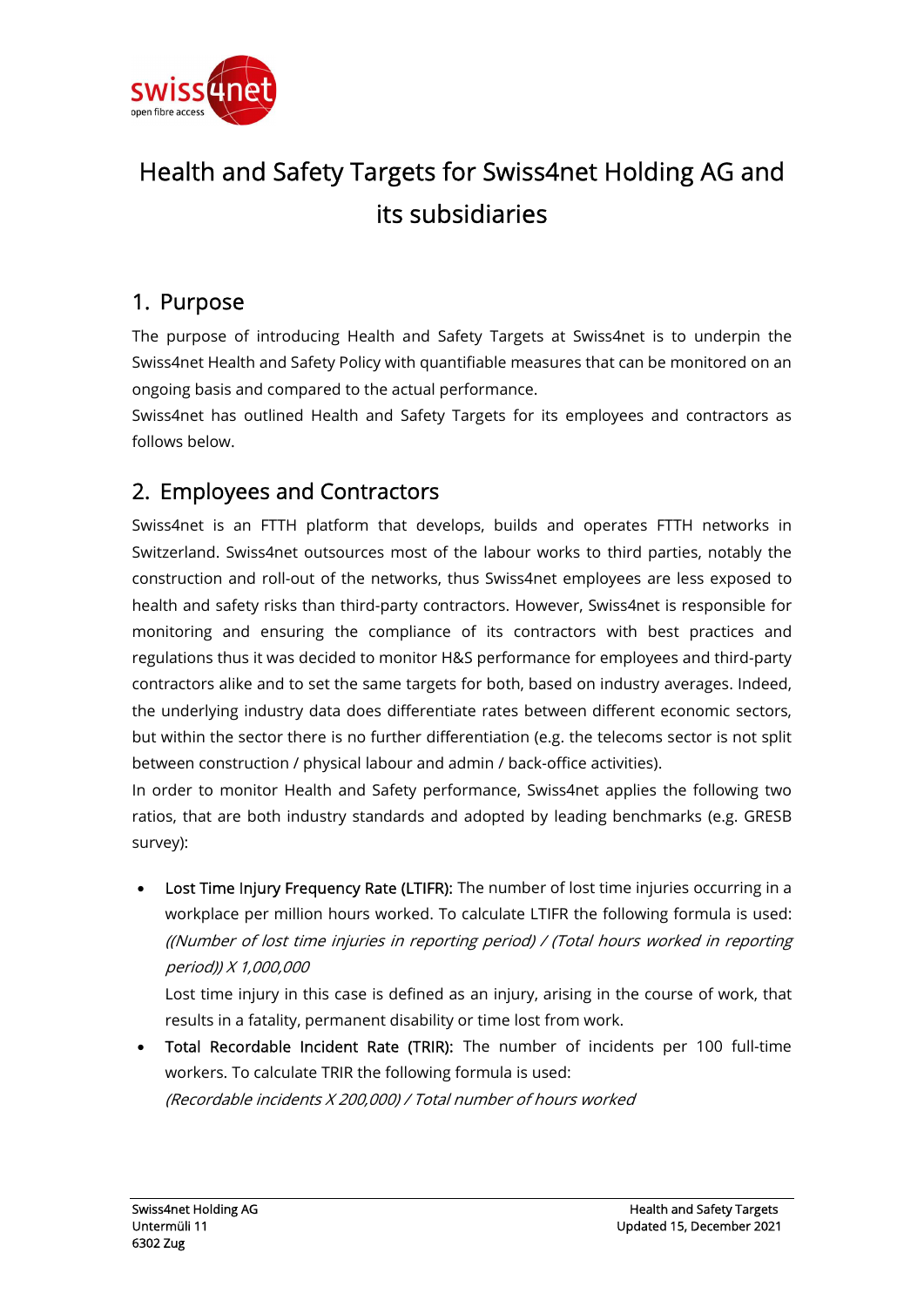# Health and Safety Targets for Swiss4net Holding AG and its subsidiaries

## 1. Purpose

The purpose of introducing Health and Safety Targets at Swiss4net is to underpin the Swiss4net Health and Safety Policy with quantifiable measures that can be monitored on an ongoing basis and compared to the actual performance.

Swiss4net has outlined Health and Safety Targets for its employees and contractors as follows below.

## 2. Employees and Contractors

Swiss4net is an FTTH platform that develops, builds and operates FTTH networks in Switzerland. Swiss4net outsources most of the labour works to third parties, notably the construction and roll-out of the networks, thus Swiss4net employees are less exposed to health and safety risks than third-party contractors. However, Swiss4net is responsible for monitoring and ensuring the compliance of its contractors with best practices and regulations thus it was decided to monitor H&S performance for employees and third-party contractors alike and to set the same targets for both, based on industry averages. Indeed, the underlying industry data does differentiate rates between different economic sectors, but within the sector there is no further differentiation (e.g. the telecoms sector is not split between construction / physical labour and admin / back-office activities).

In order to monitor Health and Safety performance, Swiss4net applies the following two ratios, that are both industry standards and adopted by leading benchmarks (e.g. GRESB survey):

- Lost Time Injury Frequency Rate (LTIFR): The number of lost time injuries occurring in a workplace per million hours worked. To calculate LTIFR the following formula is used: *((Number of lost time injuries in reporting period) / (Total hours worked in reporting period)) X 1,000,000*

  Lost time injury in this case is defined as an injury, arising in the course of work, that results in a fatality, permanent disability or time lost from work.
- Total Recordable Incident Rate (TRIR): The number of incidents per 100 full-time workers. To calculate TRIR the following formula is used: *(Recordable incidents X 200,000) / Total number of hours worked*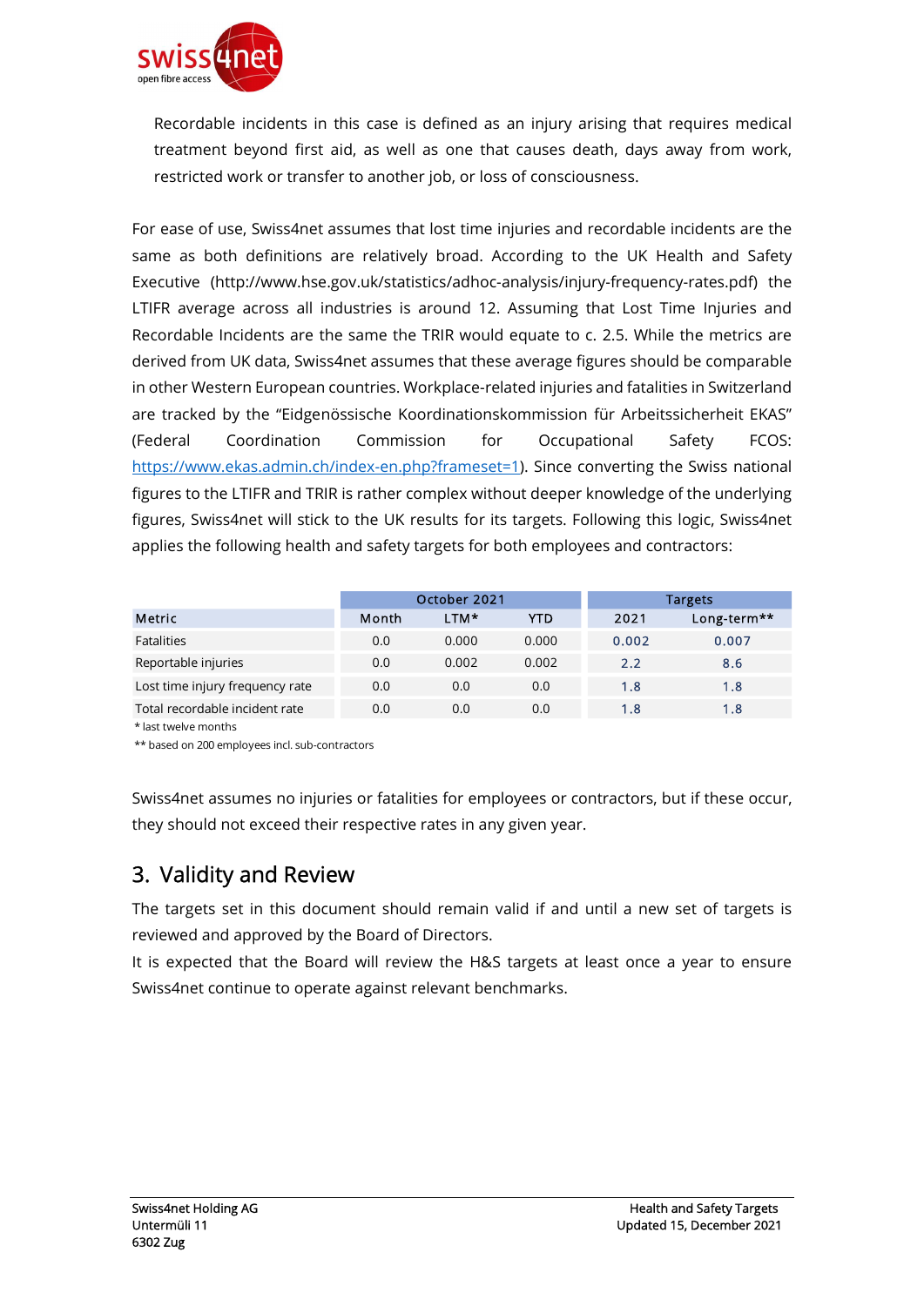Recordable incidents in this case is defined as an injury arising that requires medical treatment beyond first aid, as well as one that causes death, days away from work, restricted work or transfer to another job, or loss of consciousness.

For ease of use, Swiss4net assumes that lost time injuries and recordable incidents are the same as both definitions are relatively broad. According to the UK Health and Safety Executive (http://www.hse.gov.uk/statistics/adhoc-analysis/injury-frequency-rates.pdf) the LTIFR average across all industries is around 12. Assuming that Lost Time Injuries and Recordable Incidents are the same the TRIR would equate to c. 2.5. While the metrics are derived from UK data, Swiss4net assumes that these average figures should be comparable in other Western European countries. Workplace-related injuries and fatalities in Switzerland are tracked by the "Eidgenössische Koordinationskommission für Arbeitssicherheit EKAS" (Federal Coordination Commission for Occupational Safety FCOS: [https://www.ekas.admin.ch/index-en.php?frameset=1](https://www.ekas.admin.ch/index-en.php?frameset=1)). Since converting the Swiss national figures to the LTIFR and TRIR is rather complex without deeper knowledge of the underlying figures, Swiss4net will stick to the UK results for its targets. Following this logic, Swiss4net applies the following health and safety targets for both employees and contractors:

| | October 2021 | | | Targets | |
|---|---|---|---|---|---|
| Metric | Month | LTM* | YTD | 2021 | Long-term** |
| Fatalities | 0.0 | 0.000 | 0.000 | 0.002 | 0.007 |
| Reportable injuries | 0.0 | 0.002 | 0.002 | 2.2 | 8.6 |
| Lost time injury frequency rate | 0.0 | 0.0 | 0.0 | 1.8 | 1.8 |
| Total recordable incident rate | 0.0 | 0.0 | 0.0 | 1.8 | 1.8 |

\* last twelve months

** based on 200 employees incl. sub-contractors

Swiss4net assumes no injuries or fatalities for employees or contractors, but if these occur, they should not exceed their respective rates in any given year.

## 3. Validity and Review

The targets set in this document should remain valid if and until a new set of targets is reviewed and approved by the Board of Directors.

It is expected that the Board will review the H&S targets at least once a year to ensure Swiss4net continue to operate against relevant benchmarks.